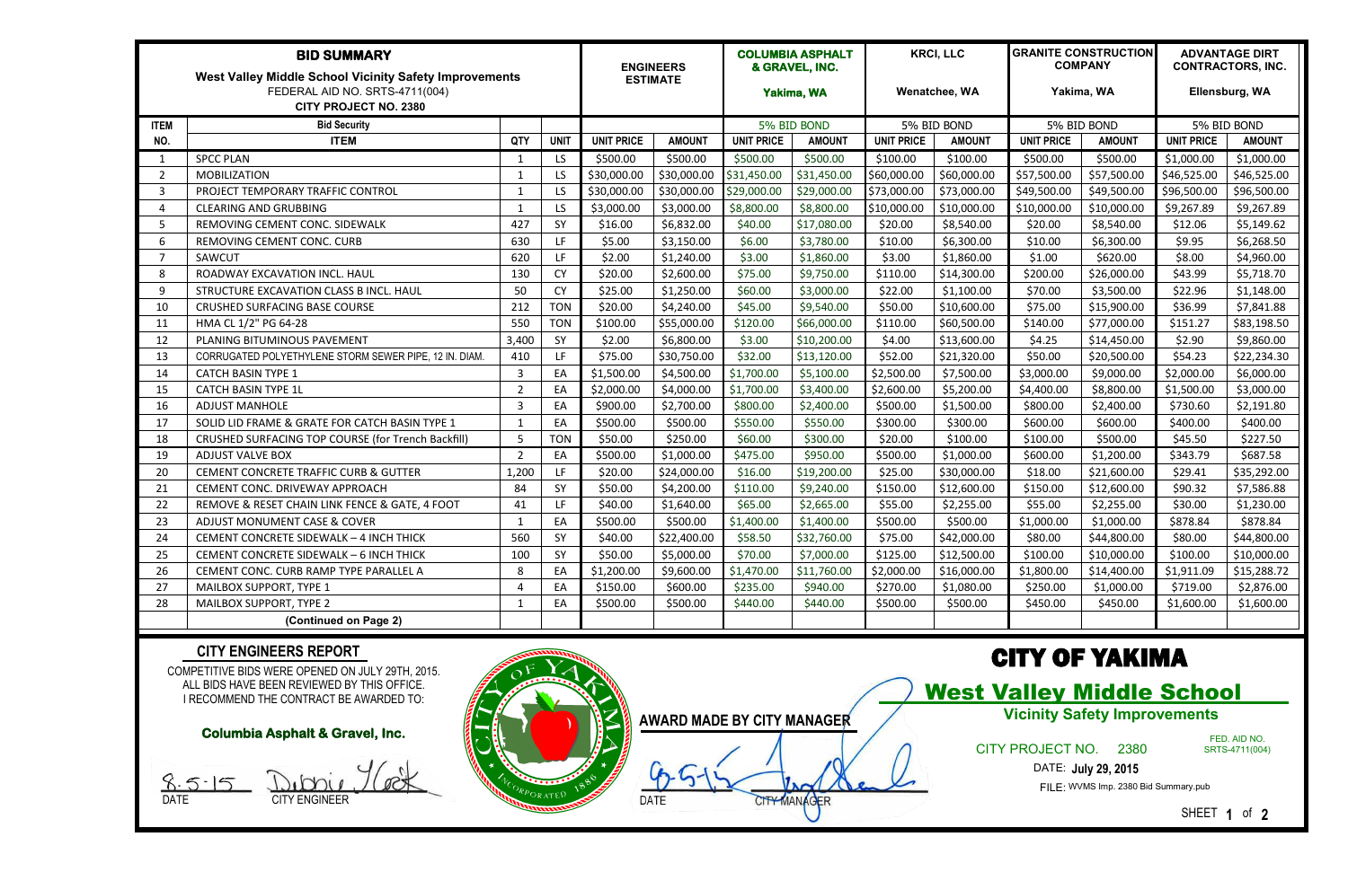# BID SUMMARY

**West Valley Middle School Vicinity Safety Improvements**
FEDERAL AID NO. SRTS-4711(004)
**CITY PROJECT NO. 2380**

| ITEM NO. | ITEM | QTY | UNIT | ENGINEERS ESTIMATE | | COLUMBIA ASPHALT & GRAVEL, INC. Yakima, WA | | KRCI, LLC Wenatchee, WA | | GRANITE CONSTRUCTION COMPANY Yakima, WA | | ADVANTAGE DIRT CONTRACTORS, INC. Ellensburg, WA | |
|---|---|---|---|---|---|---|---|---|---|---|---|---|---|
| | Bid Security | | | | | 5% BID BOND | | 5% BID BOND | | 5% BID BOND | | 5% BID BOND | |
| | | | | UNIT PRICE | AMOUNT | UNIT PRICE | AMOUNT | UNIT PRICE | AMOUNT | UNIT PRICE | AMOUNT | UNIT PRICE | AMOUNT |
| 1 | SPCC PLAN | 1 | LS | $500.00 | $500.00 | $500.00 | $500.00 | $100.00 | $100.00 | $500.00 | $500.00 | $1,000.00 | $1,000.00 |
| 2 | MOBILIZATION | 1 | LS | $30,000.00 | $30,000.00 | $31,450.00 | $31,450.00 | $60,000.00 | $60,000.00 | $57,500.00 | $57,500.00 | $46,525.00 | $46,525.00 |
| 3 | PROJECT TEMPORARY TRAFFIC CONTROL | 1 | LS | $30,000.00 | $30,000.00 | $29,000.00 | $29,000.00 | $73,000.00 | $73,000.00 | $49,500.00 | $49,500.00 | $96,500.00 | $96,500.00 |
| 4 | CLEARING AND GRUBBING | 1 | LS | $3,000.00 | $3,000.00 | $8,800.00 | $8,800.00 | $10,000.00 | $10,000.00 | $10,000.00 | $10,000.00 | $9,267.89 | $9,267.89 |
| 5 | REMOVING CEMENT CONC. SIDEWALK | 427 | SY | $16.00 | $6,832.00 | $40.00 | $17,080.00 | $20.00 | $8,540.00 | $20.00 | $8,540.00 | $12.06 | $5,149.62 |
| 6 | REMOVING CEMENT CONC. CURB | 630 | LF | $5.00 | $3,150.00 | $6.00 | $3,780.00 | $10.00 | $6,300.00 | $10.00 | $6,300.00 | $9.95 | $6,268.50 |
| 7 | SAWCUT | 620 | LF | $2.00 | $1,240.00 | $3.00 | $1,860.00 | $3.00 | $1,860.00 | $1.00 | $620.00 | $8.00 | $4,960.00 |
| 8 | ROADWAY EXCAVATION INCL. HAUL | 130 | CY | $20.00 | $2,600.00 | $75.00 | $9,750.00 | $110.00 | $14,300.00 | $200.00 | $26,000.00 | $43.99 | $5,718.70 |
| 9 | STRUCTURE EXCAVATION CLASS B INCL. HAUL | 50 | CY | $25.00 | $1,250.00 | $60.00 | $3,000.00 | $22.00 | $1,100.00 | $70.00 | $3,500.00 | $22.96 | $1,148.00 |
| 10 | CRUSHED SURFACING BASE COURSE | 212 | TON | $20.00 | $4,240.00 | $45.00 | $9,540.00 | $50.00 | $10,600.00 | $75.00 | $15,900.00 | $36.99 | $7,841.88 |
| 11 | HMA CL 1/2" PG 64-28 | 550 | TON | $100.00 | $55,000.00 | $120.00 | $66,000.00 | $110.00 | $60,500.00 | $140.00 | $77,000.00 | $151.27 | $83,198.50 |
| 12 | PLANING BITUMINOUS PAVEMENT | 3,400 | SY | $2.00 | $6,800.00 | $3.00 | $10,200.00 | $4.00 | $13,600.00 | $4.25 | $14,450.00 | $2.90 | $9,860.00 |
| 13 | CORRUGATED POLYETHYLENE STORM SEWER PIPE, 12 IN. DIAM. | 410 | LF | $75.00 | $30,750.00 | $32.00 | $13,120.00 | $52.00 | $21,320.00 | $50.00 | $20,500.00 | $54.23 | $22,234.30 |
| 14 | CATCH BASIN TYPE 1 | 3 | EA | $1,500.00 | $4,500.00 | $1,700.00 | $5,100.00 | $2,500.00 | $7,500.00 | $3,000.00 | $9,000.00 | $2,000.00 | $6,000.00 |
| 15 | CATCH BASIN TYPE 1L | 2 | EA | $2,000.00 | $4,000.00 | $1,700.00 | $3,400.00 | $2,600.00 | $5,200.00 | $4,400.00 | $8,800.00 | $1,500.00 | $3,000.00 |
| 16 | ADJUST MANHOLE | 3 | EA | $900.00 | $2,700.00 | $800.00 | $2,400.00 | $500.00 | $1,500.00 | $800.00 | $2,400.00 | $730.60 | $2,191.80 |
| 17 | SOLID LID FRAME & GRATE FOR CATCH BASIN TYPE 1 | 1 | EA | $500.00 | $500.00 | $550.00 | $550.00 | $300.00 | $300.00 | $600.00 | $600.00 | $400.00 | $400.00 |
| 18 | CRUSHED SURFACING TOP COURSE (for Trench Backfill) | 5 | TON | $50.00 | $250.00 | $60.00 | $300.00 | $20.00 | $100.00 | $100.00 | $500.00 | $45.50 | $227.50 |
| 19 | ADJUST VALVE BOX | 2 | EA | $500.00 | $1,000.00 | $475.00 | $950.00 | $500.00 | $1,000.00 | $600.00 | $1,200.00 | $343.79 | $687.58 |
| 20 | CEMENT CONCRETE TRAFFIC CURB & GUTTER | 1,200 | LF | $20.00 | $24,000.00 | $16.00 | $19,200.00 | $25.00 | $30,000.00 | $18.00 | $21,600.00 | $29.41 | $35,292.00 |
| 21 | CEMENT CONC. DRIVEWAY APPROACH | 84 | SY | $50.00 | $4,200.00 | $110.00 | $9,240.00 | $150.00 | $12,600.00 | $150.00 | $12,600.00 | $90.32 | $7,586.88 |
| 22 | REMOVE & RESET CHAIN LINK FENCE & GATE, 4 FOOT | 41 | LF | $40.00 | $1,640.00 | $65.00 | $2,665.00 | $55.00 | $2,255.00 | $55.00 | $2,255.00 | $30.00 | $1,230.00 |
| 23 | ADJUST MONUMENT CASE & COVER | 1 | EA | $500.00 | $500.00 | $1,400.00 | $1,400.00 | $500.00 | $500.00 | $1,000.00 | $1,000.00 | $878.84 | $878.84 |
| 24 | CEMENT CONCRETE SIDEWALK – 4 INCH THICK | 560 | SY | $40.00 | $22,400.00 | $58.50 | $32,760.00 | $75.00 | $42,000.00 | $80.00 | $44,800.00 | $80.00 | $44,800.00 |
| 25 | CEMENT CONCRETE SIDEWALK – 6 INCH THICK | 100 | SY | $50.00 | $5,000.00 | $70.00 | $7,000.00 | $125.00 | $12,500.00 | $100.00 | $10,000.00 | $100.00 | $10,000.00 |
| 26 | CEMENT CONC. CURB RAMP TYPE PARALLEL A | 8 | EA | $1,200.00 | $9,600.00 | $1,470.00 | $11,760.00 | $2,000.00 | $16,000.00 | $1,800.00 | $14,400.00 | $1,911.09 | $15,288.72 |
| 27 | MAILBOX SUPPORT, TYPE 1 | 4 | EA | $150.00 | $600.00 | $235.00 | $940.00 | $270.00 | $1,080.00 | $250.00 | $1,000.00 | $719.00 | $2,876.00 |
| 28 | MAILBOX SUPPORT, TYPE 2 | 1 | EA | $500.00 | $500.00 | $440.00 | $440.00 | $500.00 | $500.00 | $450.00 | $450.00 | $1,600.00 | $1,600.00 |
| | **(Continued on Page 2)** | | | | | | | | | | | | |

## CITY ENGINEERS REPORT

COMPETITIVE BIDS WERE OPENED ON JULY 29TH, 2015.
ALL BIDS HAVE BEEN REVIEWED BY THIS OFFICE.
I RECOMMEND THE CONTRACT BE AWARDED TO:

**Columbia Asphalt & Gravel, Inc.**

8-5-15 — DATE
Debbie Cook — CITY ENGINEER

CITY OF YAKIMA — INCORPORATED 1886

**AWARD MADE BY CITY MANAGER**

8-5-15 — DATE
CITY MANAGER

# CITY OF YAKIMA

## West Valley Middle School

**Vicinity Safety Improvements**

CITY PROJECT NO. 2380

FED. AID NO. SRTS-4711(004)

DATE: **July 29, 2015**

FILE: WVMS Imp. 2380 Bid Summary.pub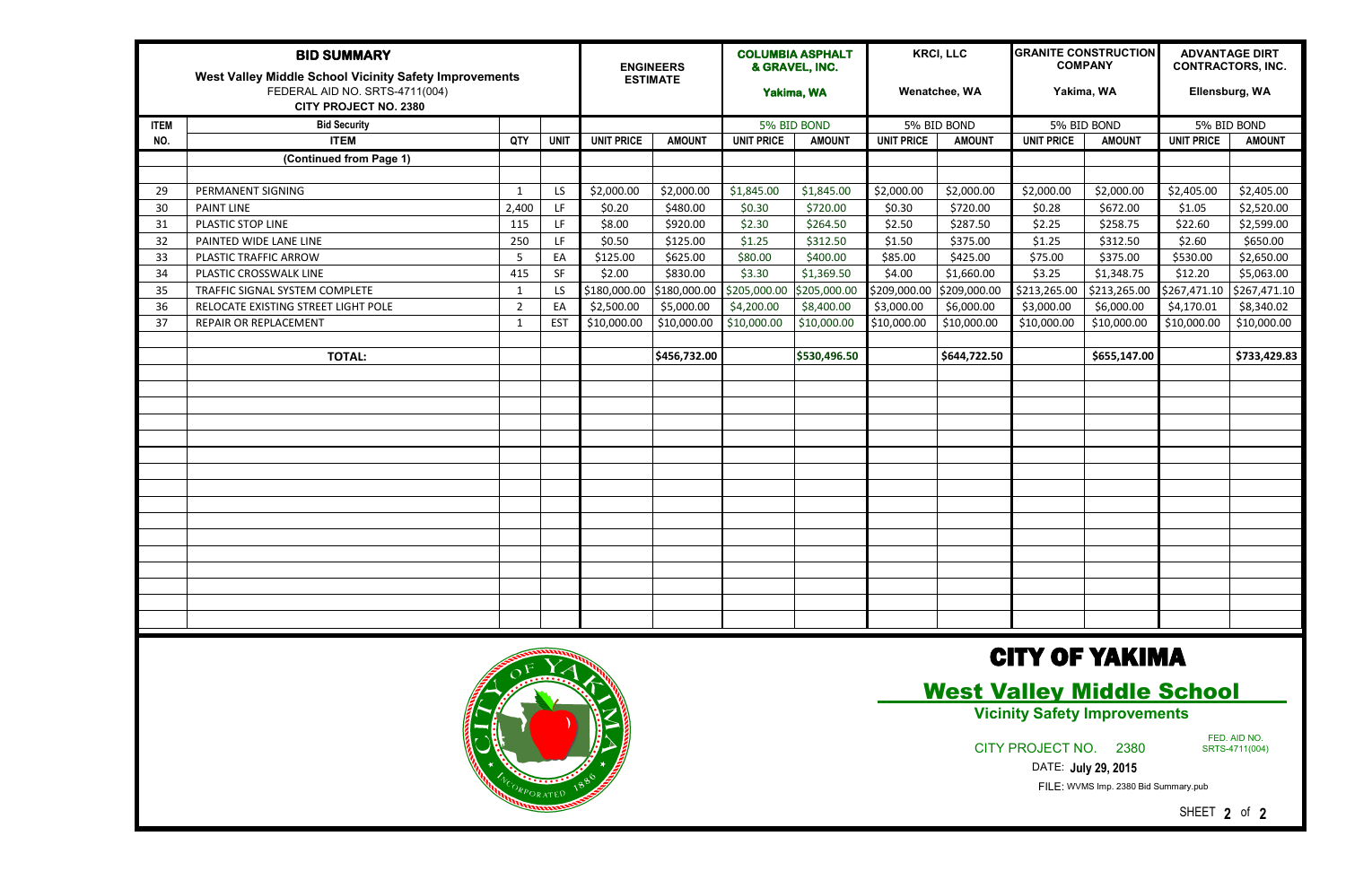| ITEM NO. | BID SUMMARY<br>West Valley Middle School Vicinity Safety Improvements<br>FEDERAL AID NO. SRTS-4711(004)<br>CITY PROJECT NO. 2380 | | | ENGINEERS ESTIMATE | | COLUMBIA ASPHALT & GRAVEL, INC.<br>Yakima, WA | | KRCI, LLC<br>Wenatchee, WA | | GRANITE CONSTRUCTION COMPANY<br>Yakima, WA | | ADVANTAGE DIRT CONTRACTORS, INC.<br>Ellensburg, WA | |
|---|---|---|---|---|---|---|---|---|---|---|---|---|---|
| | Bid Security | | | | | 5% BID BOND | | 5% BID BOND | | 5% BID BOND | | 5% BID BOND | |
| | ITEM | QTY | UNIT | UNIT PRICE | AMOUNT | UNIT PRICE | AMOUNT | UNIT PRICE | AMOUNT | UNIT PRICE | AMOUNT | UNIT PRICE | AMOUNT |
| | (Continued from Page 1) | | | | | | | | | | | | |
| 29 | PERMANENT SIGNING | 1 | LS | $2,000.00 | $2,000.00 | $1,845.00 | $1,845.00 | $2,000.00 | $2,000.00 | $2,000.00 | $2,000.00 | $2,405.00 | $2,405.00 |
| 30 | PAINT LINE | 2,400 | LF | $0.20 | $480.00 | $0.30 | $720.00 | $0.30 | $720.00 | $0.28 | $672.00 | $1.05 | $2,520.00 |
| 31 | PLASTIC STOP LINE | 115 | LF | $8.00 | $920.00 | $2.30 | $264.50 | $2.50 | $287.50 | $2.25 | $258.75 | $22.60 | $2,599.00 |
| 32 | PAINTED WIDE LANE LINE | 250 | LF | $0.50 | $125.00 | $1.25 | $312.50 | $1.50 | $375.00 | $1.25 | $312.50 | $2.60 | $650.00 |
| 33 | PLASTIC TRAFFIC ARROW | 5 | EA | $125.00 | $625.00 | $80.00 | $400.00 | $85.00 | $425.00 | $75.00 | $375.00 | $530.00 | $2,650.00 |
| 34 | PLASTIC CROSSWALK LINE | 415 | SF | $2.00 | $830.00 | $3.30 | $1,369.50 | $4.00 | $1,660.00 | $3.25 | $1,348.75 | $12.20 | $5,063.00 |
| 35 | TRAFFIC SIGNAL SYSTEM COMPLETE | 1 | LS | $180,000.00 | $180,000.00 | $205,000.00 | $205,000.00 | $209,000.00 | $209,000.00 | $213,265.00 | $213,265.00 | $267,471.10 | $267,471.10 |
| 36 | RELOCATE EXISTING STREET LIGHT POLE | 2 | EA | $2,500.00 | $5,000.00 | $4,200.00 | $8,400.00 | $3,000.00 | $6,000.00 | $3,000.00 | $6,000.00 | $4,170.01 | $8,340.02 |
| 37 | REPAIR OR REPLACEMENT | 1 | EST | $10,000.00 | $10,000.00 | $10,000.00 | $10,000.00 | $10,000.00 | $10,000.00 | $10,000.00 | $10,000.00 | $10,000.00 | $10,000.00 |
| | **TOTAL:** | | | | **$456,732.00** | | **$530,496.50** | | **$644,722.50** | | **$655,147.00** | | **$733,429.83** |

# CITY OF YAKIMA

## West Valley Middle School

**Vicinity Safety Improvements**

CITY PROJECT NO. 2380

FED. AID NO. SRTS-4711(004)

DATE: **July 29, 2015**

FILE: WVMS Imp. 2380 Bid Summary.pub